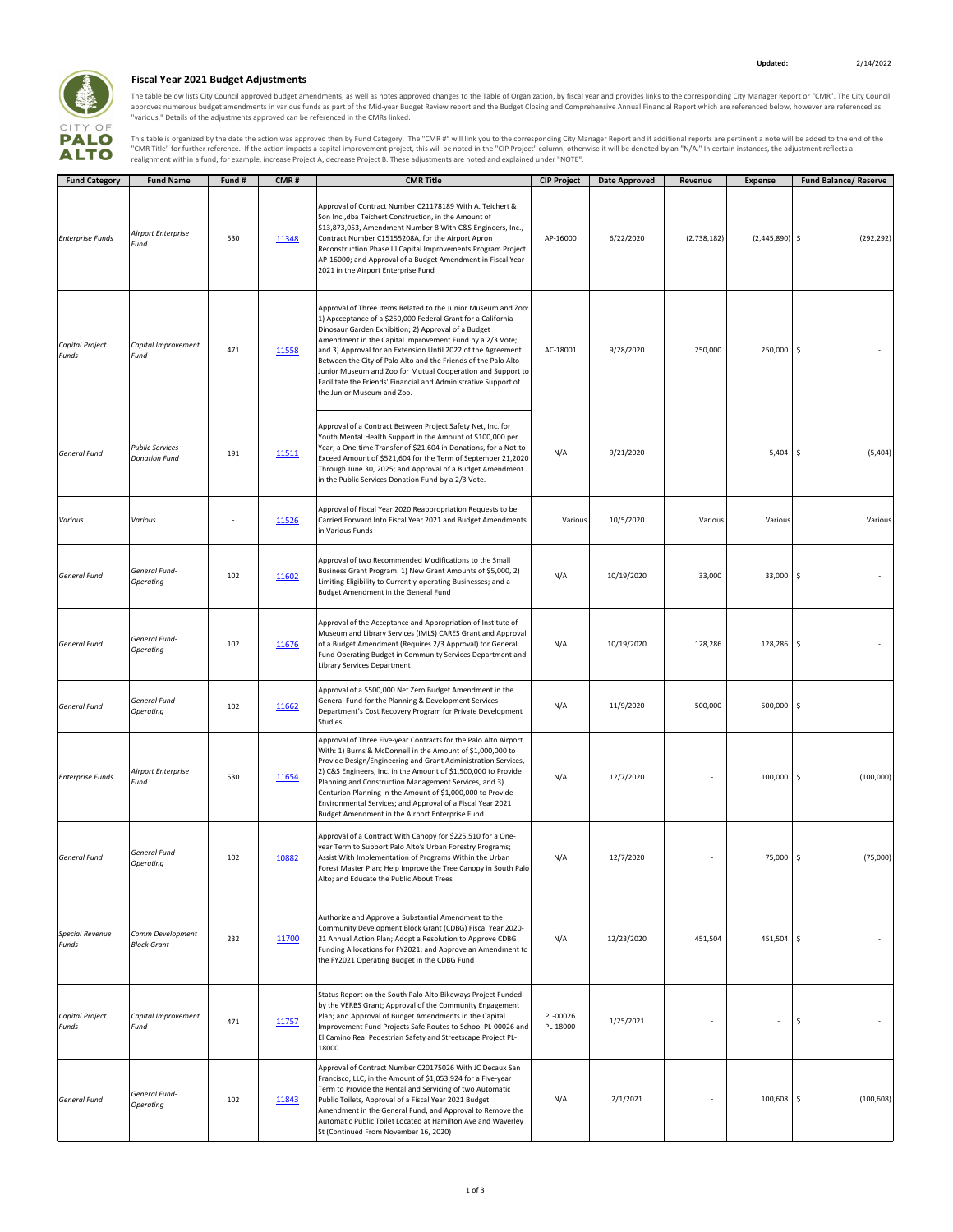Updated: 2/14/2022

CITY OF PALO ALTO

## Fiscal Year 2021 Budget Adjustments

The table below lists City Council approved budget amendments, as well as notes approved changes to the Table of Organization, by fiscal year and provides links to the corresponding City Manager Report or "CMR". The City Council approves numerous budget amendments in various funds as part of the Mid-year Budget Review report and the Budget Closing and Comprehensive Annual Financial Report which are referenced below, however are referenced as "various." Details of the adjustments approved can be referenced in the CMRs linked.

This table is organized by the date the action was approved then by Fund Category. The "CMR #" will link you to the corresponding City Manager Report and if additional reports are pertinent a note will be added to the end of the "CMR Title" for further reference. If the action impacts a capital improvement project, this will be noted in the "CIP Project" column, otherwise it will be denoted by an "N/A." In certain instances, the adjustment reflects a realignment within a fund, for example, increase Project A, decrease Project B. These adjustments are noted and explained under "NOTE".

| Fund Category | Fund Name | Fund # | CMR # | CMR Title | CIP Project | Date Approved | Revenue | Expense | Fund Balance/ Reserve |
|---|---|---|---|---|---|---|---|---|---|
| *Enterprise Funds* | *Airport Enterprise Fund* | 530 | 11348 | Approval of Contract Number C21178189 With A. Teichert & Son Inc.,dba Teichert Construction, in the Amount of $13,873,053, Amendment Number 8 With C&S Engineers, Inc., Contract Number C15155208A, for the Airport Apron Reconstruction Phase III Capital Improvements Program Project AP-16000; and Approval of a Budget Amendment in Fiscal Year 2021 in the Airport Enterprise Fund | AP-16000 | 6/22/2020 | (2,738,182) | (2,445,890) | $ (292,292) |
| *Capital Project Funds* | *Capital Improvement Fund* | 471 | 11558 | Approval of Three Items Related to the Junior Museum and Zoo: 1) Apcceptance of a $250,000 Federal Grant for a California Dinosaur Garden Exhibition; 2) Approval of a Budget Amendment in the Capital Improvement Fund by a 2/3 Vote; and 3) Approval for an Extension Until 2022 of the Agreement Between the City of Palo Alto and the Friends of the Palo Alto Junior Museum and Zoo for Mutual Cooperation and Support to Facilitate the Friends' Financial and Administrative Support of the Junior Museum and Zoo. | AC-18001 | 9/28/2020 | 250,000 | 250,000 | $ - |
| *General Fund* | *Public Services Donation Fund* | 191 | 11511 | Approval of a Contract Between Project Safety Net, Inc. for Youth Mental Health Support in the Amount of $100,000 per Year; a One-time Transfer of $21,604 in Donations, for a Not-to-Exceed Amount of $521,604 for the Term of September 21,2020 Through June 30, 2025; and Approval of a Budget Amendment in the Public Services Donation Fund by a 2/3 Vote. | N/A | 9/21/2020 | - | 5,404 | $ (5,404) |
| *Various* | *Various* | - | 11526 | Approval of Fiscal Year 2020 Reappropriation Requests to be Carried Forward Into Fiscal Year 2021 and Budget Amendments in Various Funds | Various | 10/5/2020 | Various | Various | Various |
| *General Fund* | *General Fund-Operating* | 102 | 11602 | Approval of two Recommended Modifications to the Small Business Grant Program: 1) New Grant Amounts of $5,000, 2) Limiting Eligibility to Currently-operating Businesses; and a Budget Amendment in the General Fund | N/A | 10/19/2020 | 33,000 | 33,000 | $ - |
| *General Fund* | *General Fund-Operating* | 102 | 11676 | Approval of the Acceptance and Appropriation of Institute of Museum and Library Services (IMLS) CARES Grant and Approval of a Budget Amendment (Requires 2/3 Approval) for General Fund Operating Budget in Community Services Department and Library Services Department | N/A | 10/19/2020 | 128,286 | 128,286 | $ - |
| *General Fund* | *General Fund-Operating* | 102 | 11662 | Approval of a $500,000 Net Zero Budget Amendment in the General Fund for the Planning & Development Services Department's Cost Recovery Program for Private Development Studies | N/A | 11/9/2020 | 500,000 | 500,000 | $ - |
| *Enterprise Funds* | *Airport Enterprise Fund* | 530 | 11654 | Approval of Three Five-year Contracts for the Palo Alto Airport With: 1) Burns & McDonnell in the Amount of $1,000,000 to Provide Design/Engineering and Grant Administration Services, 2) C&S Engineers, Inc. in the Amount of $1,500,000 to Provide Planning and Construction Management Services, and 3) Centurion Planning in the Amount of $1,000,000 to Provide Environmental Services; and Approval of a Fiscal Year 2021 Budget Amendment in the Airport Enterprise Fund | N/A | 12/7/2020 | - | 100,000 | $ (100,000) |
| *General Fund* | *General Fund-Operating* | 102 | 10882 | Approval of a Contract With Canopy for $225,510 for a One-year Term to Support Palo Alto's Urban Forestry Programs; Assist With Implementation of Programs Within the Urban Forest Master Plan; Help Improve the Tree Canopy in South Palo Alto; and Educate the Public About Trees | N/A | 12/7/2020 | - | 75,000 | $ (75,000) |
| *Special Revenue Funds* | *Comm Development Block Grant* | 232 | 11700 | Authorize and Approve a Substantial Amendment to the Community Development Block Grant (CDBG) Fiscal Year 2020-21 Annual Action Plan; Adopt a Resolution to Approve CDBG Funding Allocations for FY2021; and Approve an Amendment to the FY2021 Operating Budget in the CDBG Fund | N/A | 12/23/2020 | 451,504 | 451,504 | $ - |
| *Capital Project Funds* | *Capital Improvement Fund* | 471 | 11757 | Status Report on the South Palo Alto Bikeways Project Funded by the VERBS Grant; Approval of the Community Engagement Plan; and Approval of Budget Amendments in the Capital Improvement Fund Projects Safe Routes to School PL-00026 and El Camino Real Pedestrian Safety and Streetscape Project PL-18000 | PL-00026 PL-18000 | 1/25/2021 | - | - | $ - |
| *General Fund* | *General Fund-Operating* | 102 | 11843 | Approval of Contract Number C20175026 With JC Decaux San Francisco, LLC, in the Amount of $1,053,924 for a Five-year Term to Provide the Rental and Servicing of two Automatic Public Toilets, Approval of a Fiscal Year 2021 Budget Amendment in the General Fund, and Approval to Remove the Automatic Public Toilet Located at Hamilton Ave and Waverley St (Continued From November 16, 2020) | N/A | 2/1/2021 | - | 100,608 | $ (100,608) |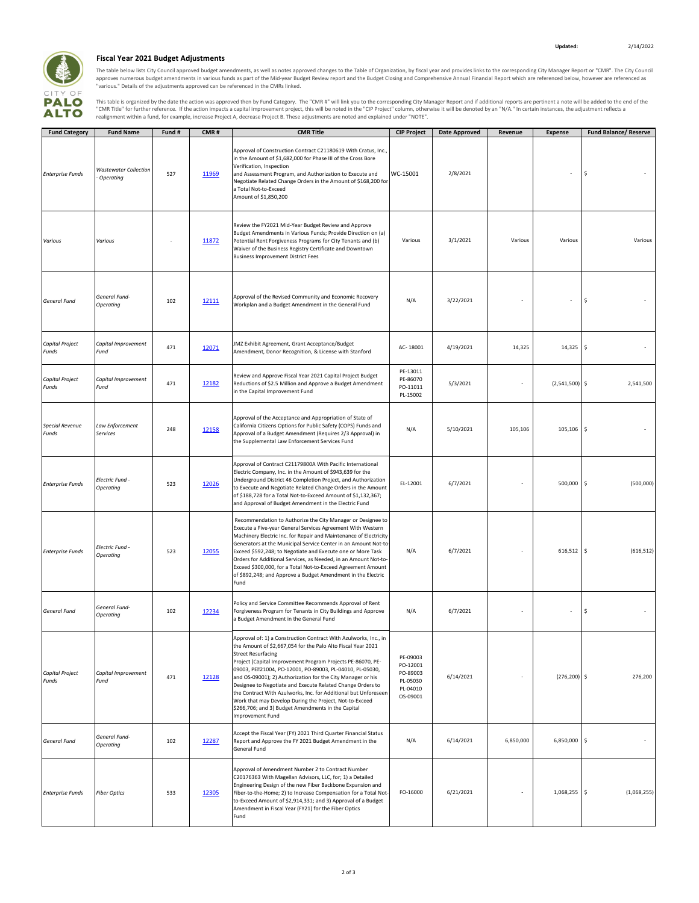Updated: 2/14/2022

CITY OF PALO ALTO

## Fiscal Year 2021 Budget Adjustments

The table below lists City Council approved budget amendments, as well as notes approved changes to the Table of Organization, by fiscal year and provides links to the corresponding City Manager Report or "CMR". The City Council approves numerous budget amendments in various funds as part of the Mid-year Budget Review report and the Budget Closing and Comprehensive Annual Financial Report which are referenced below, however are referenced as "various." Details of the adjustments approved can be referenced in the CMRs linked.

This table is organized by the date the action was approved then by Fund Category. The "CMR #" will link you to the corresponding City Manager Report and if additional reports are pertinent a note will be added to the end of the "CMR Title" for further reference. If the action impacts a capital improvement project, this will be noted in the "CIP Project" column, otherwise it will be denoted by an "N/A." In certain instances, the adjustment reflects a realignment within a fund, for example, increase Project A, decrease Project B. These adjustments are noted and explained under "NOTE".

| Fund Category | Fund Name | Fund # | CMR # | CMR Title | CIP Project | Date Approved | Revenue | Expense | Fund Balance/ Reserve |
|---|---|---|---|---|---|---|---|---|---|
| *Enterprise Funds* | *Wastewater Collection - Operating* | 527 | 11969 | Approval of Construction Contract C21180619 With Cratus, Inc., in the Amount of $1,682,000 for Phase III of the Cross Bore Verification, Inspection and Assessment Program, and Authorization to Execute and Negotiate Related Change Orders in the Amount of $168,200 for a Total Not-to-Exceed Amount of $1,850,200 | WC-15001 | 2/8/2021 | | - | $ - |
| *Various* | *Various* | - | 11872 | Review the FY2021 Mid-Year Budget Review and Approve Budget Amendments in Various Funds; Provide Direction on (a) Potential Rent Forgiveness Programs for City Tenants and (b) Waiver of the Business Registry Certificate and Downtown Business Improvement District Fees | Various | 3/1/2021 | Various | Various | Various |
| *General Fund* | *General Fund-Operating* | 102 | 12111 | Approval of the Revised Community and Economic Recovery Workplan and a Budget Amendment in the General Fund | N/A | 3/22/2021 | - | - | $ - |
| *Capital Project Funds* | *Capital Improvement Fund* | 471 | 12071 | JMZ Exhibit Agreement, Grant Acceptance/Budget Amendment, Donor Recognition, & License with Stanford | AC- 18001 | 4/19/2021 | 14,325 | 14,325 | $ - |
| *Capital Project Funds* | *Capital Improvement Fund* | 471 | 12182 | Review and Approve Fiscal Year 2021 Capital Project Budget Reductions of $2.5 Million and Approve a Budget Amendment in the Capital Improvement Fund | PE-13011 PE-86070 PO-11011 PL-15002 | 5/3/2021 | - | (2,541,500) | $ 2,541,500 |
| *Special Revenue Funds* | *Law Enforcement Services* | 248 | 12158 | Approval of the Acceptance and Appropriation of State of California Citizens Options for Public Safety (COPS) Funds and Approval of a Budget Amendment (Requires 2/3 Approval) in the Supplemental Law Enforcement Services Fund | N/A | 5/10/2021 | 105,106 | 105,106 | $ - |
| *Enterprise Funds* | *Electric Fund - Operating* | 523 | 12026 | Approval of Contract C21179800A With Pacific International Electric Company, Inc. in the Amount of $943,639 for the Underground District 46 Completion Project, and Authorization to Execute and Negotiate Related Change Orders in the Amount of $188,728 for a Total Not-to-Exceed Amount of $1,132,367; and Approval of Budget Amendment in the Electric Fund | EL-12001 | 6/7/2021 | - | 500,000 | $ (500,000) |
| *Enterprise Funds* | *Electric Fund - Operating* | 523 | 12055 | Recommendation to Authorize the City Manager or Designee to Execute a Five-year General Services Agreement With Western Machinery Electric Inc. for Repair and Maintenance of Electricity Generators at the Municipal Service Center in an Amount Not-to-Exceed $592,248; to Negotiate and Execute one or More Task Orders for Additional Services, as Needed, in an Amount Not-to-Exceed $300,000, for a Total Not-to-Exceed Agreement Amount of $892,248; and Approve a Budget Amendment in the Electric Fund | N/A | 6/7/2021 | - | 616,512 | $ (616,512) |
| *General Fund* | *General Fund-Operating* | 102 | 12234 | Policy and Service Committee Recommends Approval of Rent Forgiveness Program for Tenants in City Buildings and Approve a Budget Amendment in the General Fund | N/A | 6/7/2021 | - | - | $ - |
| *Capital Project Funds* | *Capital Improvement Fund* | 471 | 12128 | Approval of: 1) a Construction Contract With Azulworks, Inc., in the Amount of $2,667,054 for the Palo Alto Fiscal Year 2021 Street Resurfacing Project (Capital Improvement Program Projects PE-86070, PE-09003, PE-21004, PO-12001, PO-89003, PL-04010, PL-05030, and OS-09001); 2) Authorization for the City Manager or his Designee to Negotiate and Execute Related Change Orders to the Contract With Azulworks, Inc. for Additional but Unforeseen Work that may Develop During the Project, Not-to-Exceed $266,706; and 3) Budget Amendments in the Capital Improvement Fund | PE-09003 PO-12001 PO-89003 PL-05030 PL-04010 OS-09001 | 6/14/2021 | - | (276,200) | $ 276,200 |
| *General Fund* | *General Fund-Operating* | 102 | 12287 | Accept the Fiscal Year (FY) 2021 Third Quarter Financial Status Report and Approve the FY 2021 Budget Amendment in the General Fund | N/A | 6/14/2021 | 6,850,000 | 6,850,000 | $ - |
| *Enterprise Funds* | *Fiber Optics* | 533 | 12305 | Approval of Amendment Number 2 to Contract Number C20176363 With Magellan Advisors, LLC, for; 1) a Detailed Engineering Design of the new Fiber Backbone Expansion and Fiber-to-the-Home; 2) to Increase Compensation for a Total Not-to-Exceed Amount of $2,914,331; and 3) Approval of a Budget Amendment in Fiscal Year (FY21) for the Fiber Optics Fund | FO-16000 | 6/21/2021 | - | 1,068,255 | $ (1,068,255) |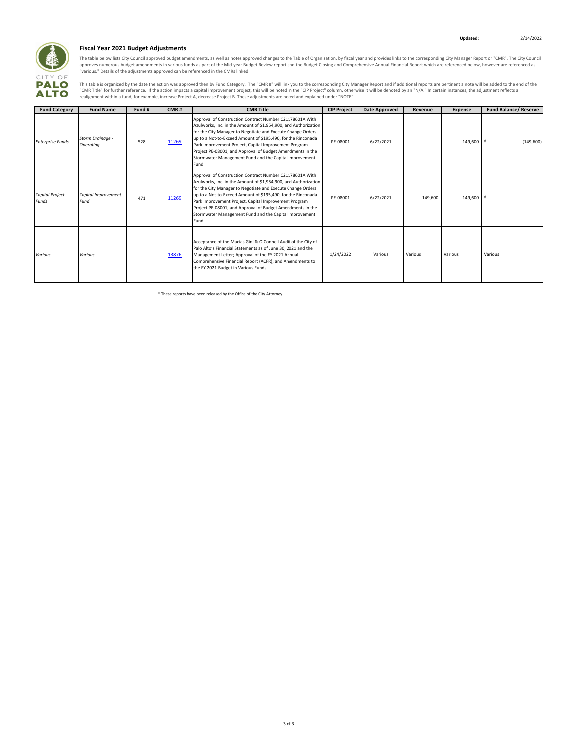Updated: 2/14/2022

CITY OF
PALO
ALTO

### Fiscal Year 2021 Budget Adjustments

The table below lists City Council approved budget amendments, as well as notes approved changes to the Table of Organization, by fiscal year and provides links to the corresponding City Manager Report or "CMR". The City Council approves numerous budget amendments in various funds as part of the Mid-year Budget Review report and the Budget Closing and Comprehensive Annual Financial Report which are referenced below, however are referenced as "various." Details of the adjustments approved can be referenced in the CMRs linked.

This table is organized by the date the action was approved then by Fund Category. The "CMR #" will link you to the corresponding City Manager Report and if additional reports are pertinent a note will be added to the end of the "CMR Title" for further reference. If the action impacts a capital improvement project, this will be noted in the "CIP Project" column, otherwise it will be denoted by an "N/A." In certain instances, the adjustment reflects a realignment within a fund, for example, increase Project A, decrease Project B. These adjustments are noted and explained under "NOTE".

| Fund Category | Fund Name | Fund # | CMR # | CMR Title | CIP Project | Date Approved | Revenue | Expense | Fund Balance/ Reserve |
|---|---|---|---|---|---|---|---|---|---|
| *Enterprise Funds* | *Storm Drainage - Operating* | 528 | 11269 | Approval of Construction Contract Number C21178601A With Azulworks, Inc. in the Amount of $1,954,900, and Authorization for the City Manager to Negotiate and Execute Change Orders up to a Not-to-Exceed Amount of $195,490, for the Rinconada Park Improvement Project, Capital Improvement Program Project PE-08001, and Approval of Budget Amendments in the Stormwater Management Fund and the Capital Improvement Fund | PE-08001 | 6/22/2021 | - | 149,600 | $ (149,600) |
| *Capital Project Funds* | *Capital Improvement Fund* | 471 | 11269 | Approval of Construction Contract Number C21178601A With Azulworks, Inc. in the Amount of $1,954,900, and Authorization for the City Manager to Negotiate and Execute Change Orders up to a Not-to-Exceed Amount of $195,490, for the Rinconada Park Improvement Project, Capital Improvement Program Project PE-08001, and Approval of Budget Amendments in the Stormwater Management Fund and the Capital Improvement Fund | PE-08001 | 6/22/2021 | 149,600 | 149,600 | $ - |
| *Various* | *Various* | - | 13876 | Acceptance of the Macias Gini & O'Connell Audit of the City of Palo Alto's Financial Statements as of June 30, 2021 and the Management Letter; Approval of the FY 2021 Annual Comprehensive Financial Report (ACFR); and Amendments to the FY 2021 Budget in Various Funds | 1/24/2022 | Various | Various | Various | Various |

\* These reports have been released by the Office of the City Attorney.